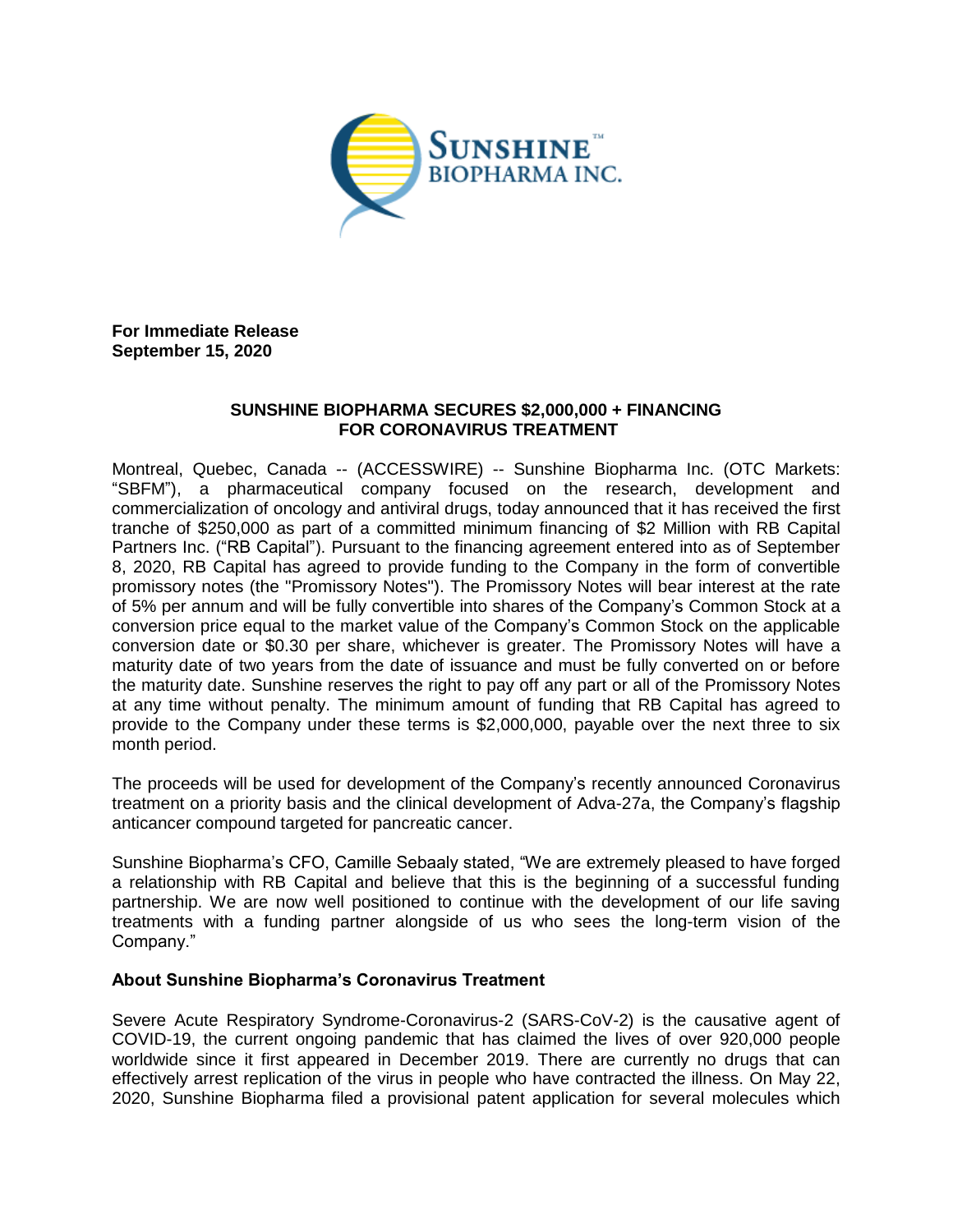**For Immediate Release**
**September 15, 2020**

## SUNSHINE BIOPHARMA SECURES $2,000,000 + FINANCING FOR CORONAVIRUS TREATMENT

Montreal, Quebec, Canada -- (ACCESSWIRE) -- Sunshine Biopharma Inc. (OTC Markets: "SBFM"), a pharmaceutical company focused on the research, development and commercialization of oncology and antiviral drugs, today announced that it has received the first tranche of $250,000 as part of a committed minimum financing of $2 Million with RB Capital Partners Inc. ("RB Capital"). Pursuant to the financing agreement entered into as of September 8, 2020, RB Capital has agreed to provide funding to the Company in the form of convertible promissory notes (the "Promissory Notes"). The Promissory Notes will bear interest at the rate of 5% per annum and will be fully convertible into shares of the Company's Common Stock at a conversion price equal to the market value of the Company's Common Stock on the applicable conversion date or $0.30 per share, whichever is greater. The Promissory Notes will have a maturity date of two years from the date of issuance and must be fully converted on or before the maturity date. Sunshine reserves the right to pay off any part or all of the Promissory Notes at any time without penalty. The minimum amount of funding that RB Capital has agreed to provide to the Company under these terms is $2,000,000, payable over the next three to six month period.

The proceeds will be used for development of the Company's recently announced Coronavirus treatment on a priority basis and the clinical development of Adva-27a, the Company's flagship anticancer compound targeted for pancreatic cancer.

Sunshine Biopharma's CFO, Camille Sebaaly stated, "We are extremely pleased to have forged a relationship with RB Capital and believe that this is the beginning of a successful funding partnership. We are now well positioned to continue with the development of our life saving treatments with a funding partner alongside of us who sees the long-term vision of the Company."

### About Sunshine Biopharma's Coronavirus Treatment

Severe Acute Respiratory Syndrome-Coronavirus-2 (SARS-CoV-2) is the causative agent of COVID-19, the current ongoing pandemic that has claimed the lives of over 920,000 people worldwide since it first appeared in December 2019. There are currently no drugs that can effectively arrest replication of the virus in people who have contracted the illness. On May 22, 2020, Sunshine Biopharma filed a provisional patent application for several molecules which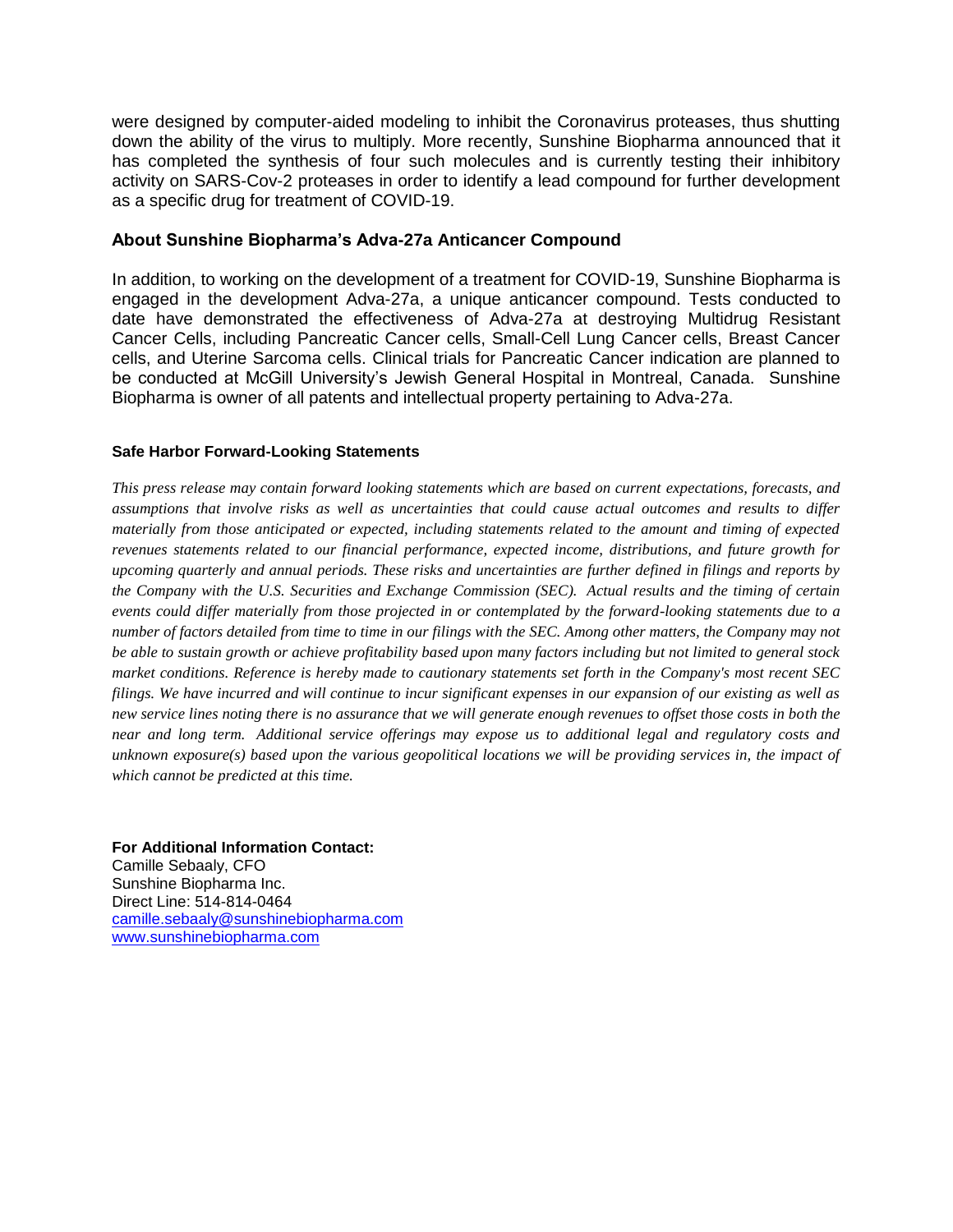were designed by computer-aided modeling to inhibit the Coronavirus proteases, thus shutting down the ability of the virus to multiply. More recently, Sunshine Biopharma announced that it has completed the synthesis of four such molecules and is currently testing their inhibitory activity on SARS-Cov-2 proteases in order to identify a lead compound for further development as a specific drug for treatment of COVID-19.

### About Sunshine Biopharma's Adva-27a Anticancer Compound

In addition, to working on the development of a treatment for COVID-19, Sunshine Biopharma is engaged in the development Adva-27a, a unique anticancer compound. Tests conducted to date have demonstrated the effectiveness of Adva-27a at destroying Multidrug Resistant Cancer Cells, including Pancreatic Cancer cells, Small-Cell Lung Cancer cells, Breast Cancer cells, and Uterine Sarcoma cells. Clinical trials for Pancreatic Cancer indication are planned to be conducted at McGill University's Jewish General Hospital in Montreal, Canada. Sunshine Biopharma is owner of all patents and intellectual property pertaining to Adva-27a.

**Safe Harbor Forward-Looking Statements**

*This press release may contain forward looking statements which are based on current expectations, forecasts, and assumptions that involve risks as well as uncertainties that could cause actual outcomes and results to differ materially from those anticipated or expected, including statements related to the amount and timing of expected revenues statements related to our financial performance, expected income, distributions, and future growth for upcoming quarterly and annual periods. These risks and uncertainties are further defined in filings and reports by the Company with the U.S. Securities and Exchange Commission (SEC). Actual results and the timing of certain events could differ materially from those projected in or contemplated by the forward-looking statements due to a number of factors detailed from time to time in our filings with the SEC. Among other matters, the Company may not be able to sustain growth or achieve profitability based upon many factors including but not limited to general stock market conditions. Reference is hereby made to cautionary statements set forth in the Company's most recent SEC filings. We have incurred and will continue to incur significant expenses in our expansion of our existing as well as new service lines noting there is no assurance that we will generate enough revenues to offset those costs in both the near and long term. Additional service offerings may expose us to additional legal and regulatory costs and unknown exposure(s) based upon the various geopolitical locations we will be providing services in, the impact of which cannot be predicted at this time.*

**For Additional Information Contact:**
Camille Sebaaly, CFO
Sunshine Biopharma Inc.
Direct Line: 514-814-0464
camille.sebaaly@sunshinebiopharma.com
www.sunshinebiopharma.com